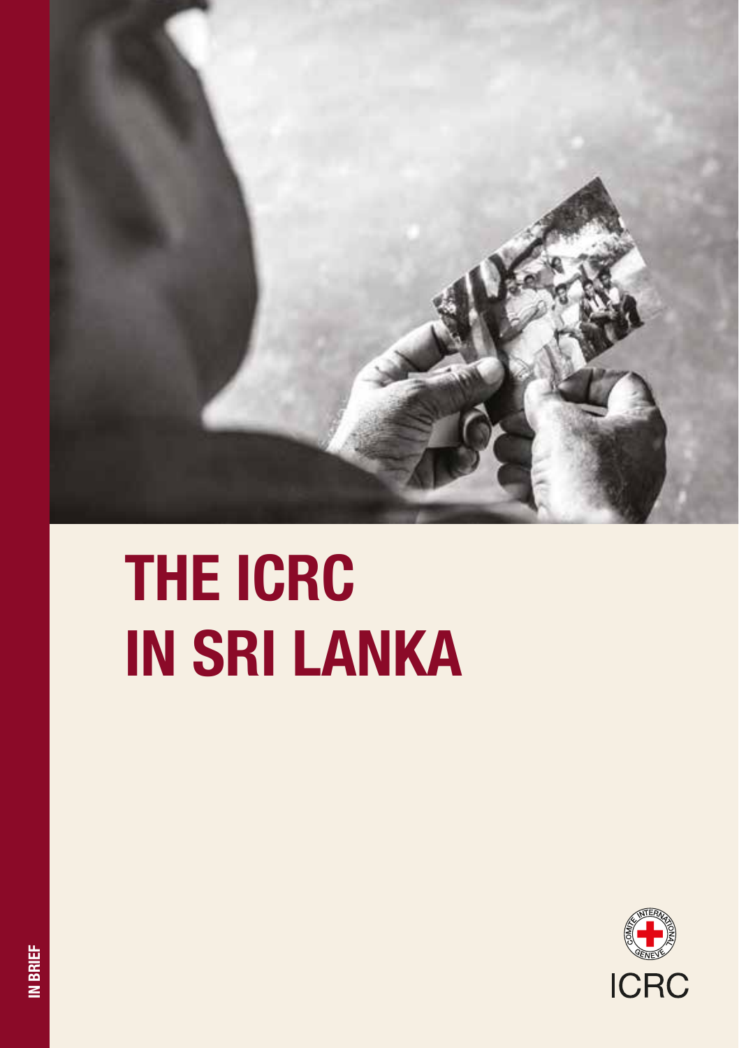# THE ICRC IN SRI LANKA

IN BRIEF

ICRC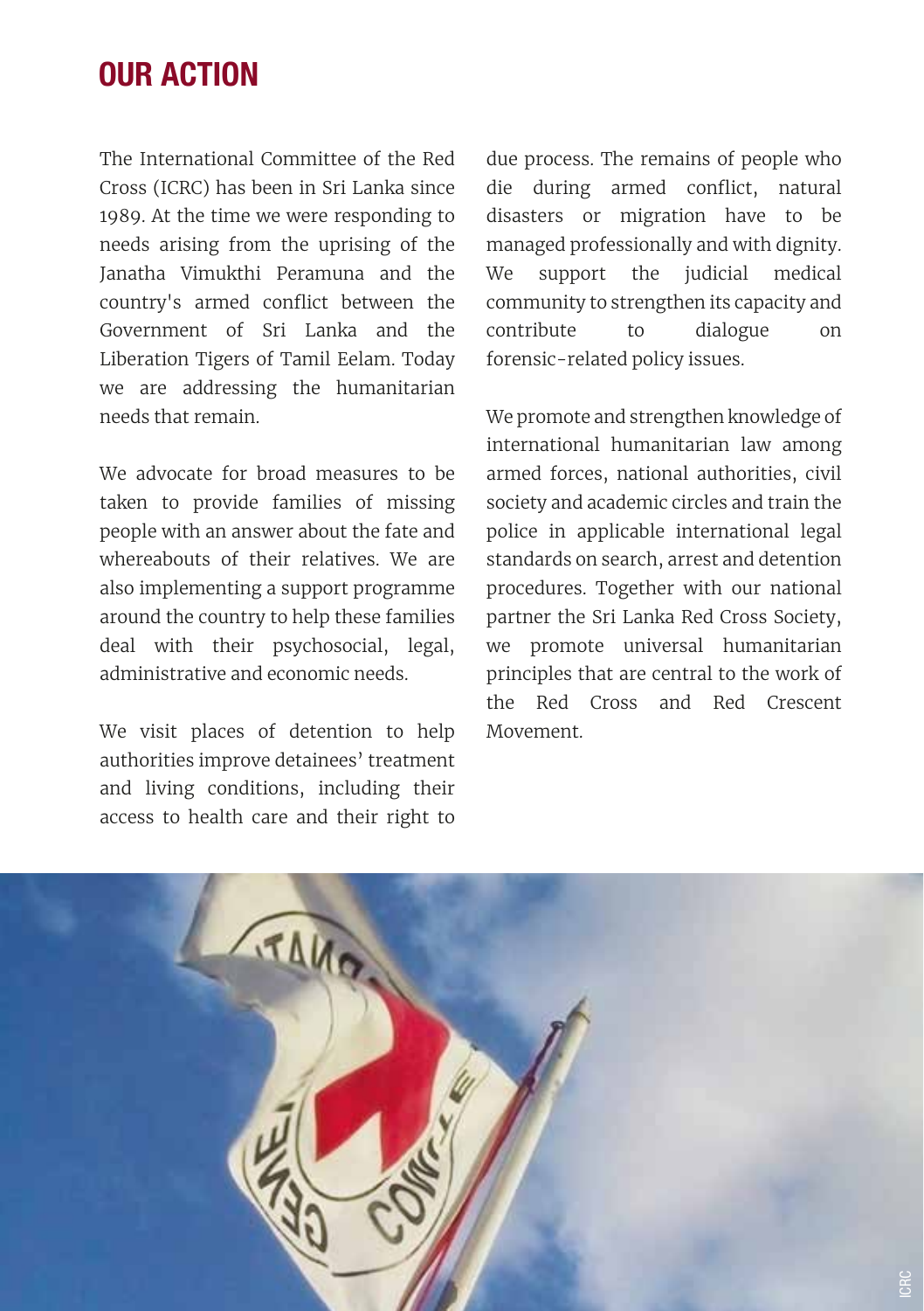# OUR ACTION

The International Committee of the Red Cross (ICRC) has been in Sri Lanka since 1989. At the time we were responding to needs arising from the uprising of the Janatha Vimukthi Peramuna and the country's armed conflict between the Government of Sri Lanka and the Liberation Tigers of Tamil Eelam. Today we are addressing the humanitarian needs that remain.

We advocate for broad measures to be taken to provide families of missing people with an answer about the fate and whereabouts of their relatives. We are also implementing a support programme around the country to help these families deal with their psychosocial, legal, administrative and economic needs.

We visit places of detention to help authorities improve detainees' treatment and living conditions, including their access to health care and their right to due process. The remains of people who die during armed conflict, natural disasters or migration have to be managed professionally and with dignity. We support the judicial medical community to strengthen its capacity and contribute to dialogue on forensic-related policy issues.

We promote and strengthen knowledge of international humanitarian law among armed forces, national authorities, civil society and academic circles and train the police in applicable international legal standards on search, arrest and detention procedures. Together with our national partner the Sri Lanka Red Cross Society, we promote universal humanitarian principles that are central to the work of the Red Cross and Red Crescent Movement.

ICRC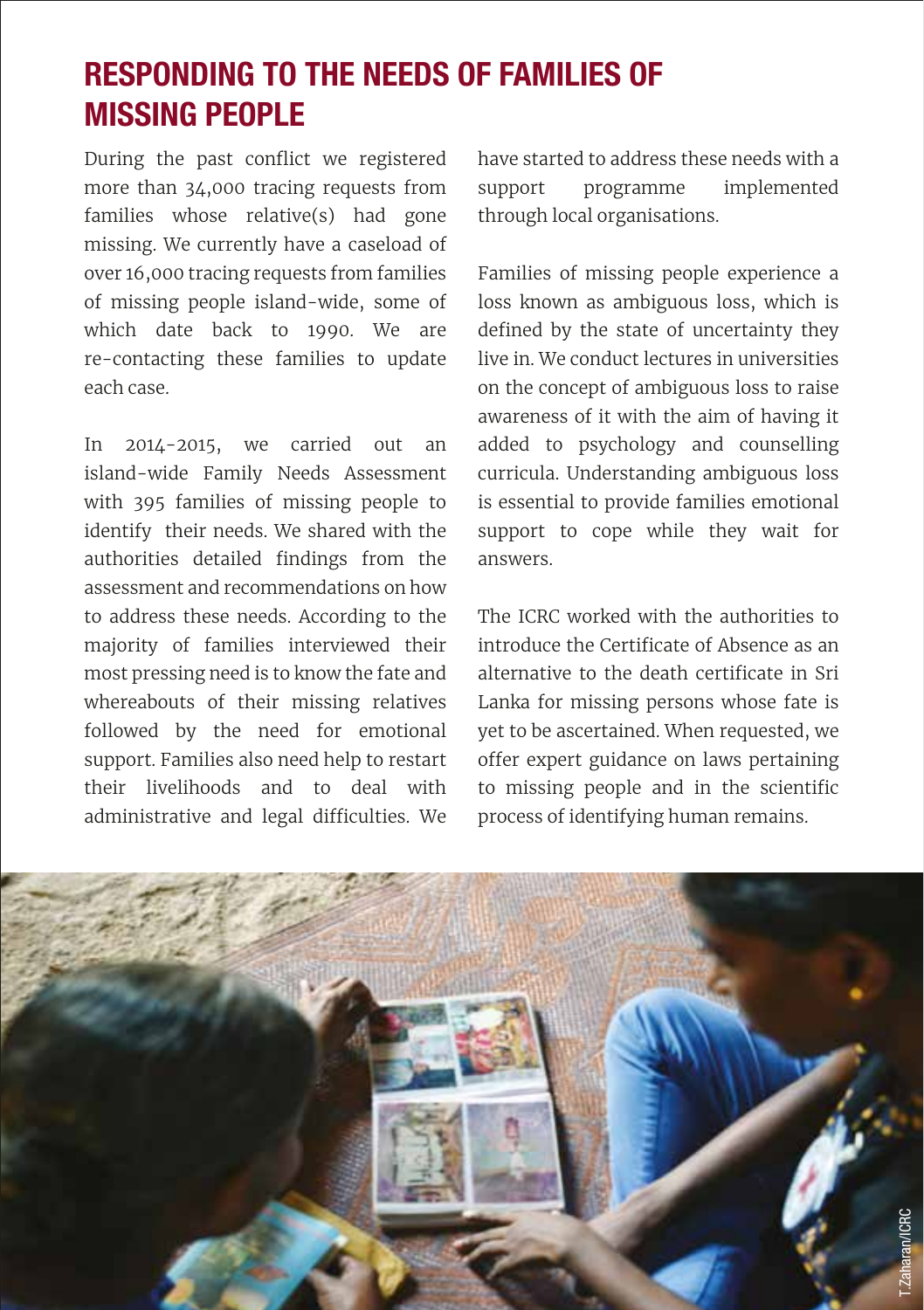## RESPONDING TO THE NEEDS OF FAMILIES OF MISSING PEOPLE

During the past conflict we registered more than 34,000 tracing requests from families whose relative(s) had gone missing. We currently have a caseload of over 16,000 tracing requests from families of missing people island-wide, some of which date back to 1990. We are re-contacting these families to update each case.

In 2014-2015, we carried out an island-wide Family Needs Assessment with 395 families of missing people to identify their needs. We shared with the authorities detailed findings from the assessment and recommendations on how to address these needs. According to the majority of families interviewed their most pressing need is to know the fate and whereabouts of their missing relatives followed by the need for emotional support. Families also need help to restart their livelihoods and to deal with administrative and legal difficulties. We have started to address these needs with a support programme implemented through local organisations.

Families of missing people experience a loss known as ambiguous loss, which is defined by the state of uncertainty they live in. We conduct lectures in universities on the concept of ambiguous loss to raise awareness of it with the aim of having it added to psychology and counselling curricula. Understanding ambiguous loss is essential to provide families emotional support to cope while they wait for answers.

The ICRC worked with the authorities to introduce the Certificate of Absence as an alternative to the death certificate in Sri Lanka for missing persons whose fate is yet to be ascertained. When requested, we offer expert guidance on laws pertaining to missing people and in the scientific process of identifying human remains.

T.Zaharan/ICRC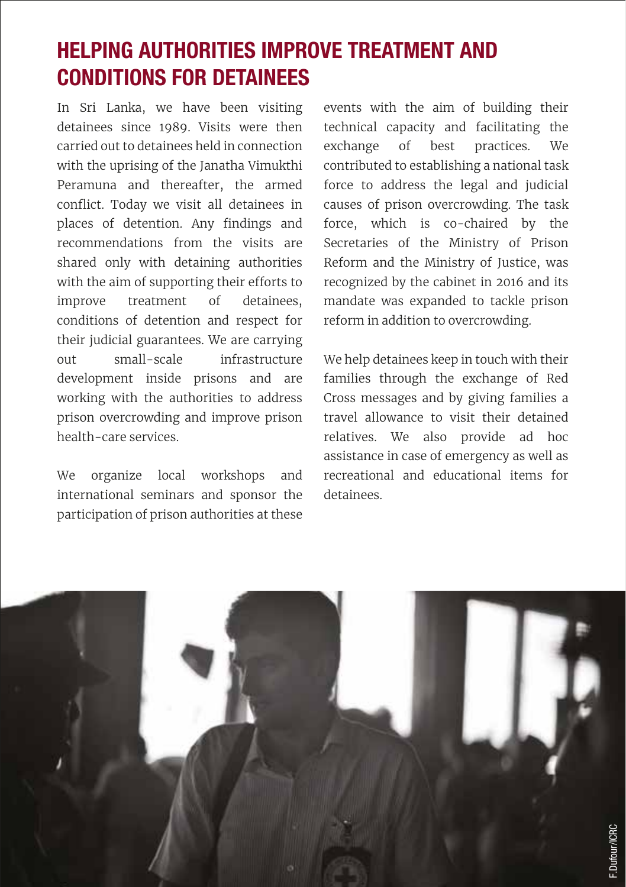## HELPING AUTHORITIES IMPROVE TREATMENT AND CONDITIONS FOR DETAINEES

In Sri Lanka, we have been visiting detainees since 1989. Visits were then carried out to detainees held in connection with the uprising of the Janatha Vimukthi Peramuna and thereafter, the armed conflict. Today we visit all detainees in places of detention. Any findings and recommendations from the visits are shared only with detaining authorities with the aim of supporting their efforts to improve treatment of detainees, conditions of detention and respect for their judicial guarantees. We are carrying out small-scale infrastructure development inside prisons and are working with the authorities to address prison overcrowding and improve prison health-care services.

We organize local workshops and international seminars and sponsor the participation of prison authorities at these events with the aim of building their technical capacity and facilitating the exchange of best practices. We contributed to establishing a national task force to address the legal and judicial causes of prison overcrowding. The task force, which is co-chaired by the Secretaries of the Ministry of Prison Reform and the Ministry of Justice, was recognized by the cabinet in 2016 and its mandate was expanded to tackle prison reform in addition to overcrowding.

We help detainees keep in touch with their families through the exchange of Red Cross messages and by giving families a travel allowance to visit their detained relatives. We also provide ad hoc assistance in case of emergency as well as recreational and educational items for detainees.

F.Dufour/ICRC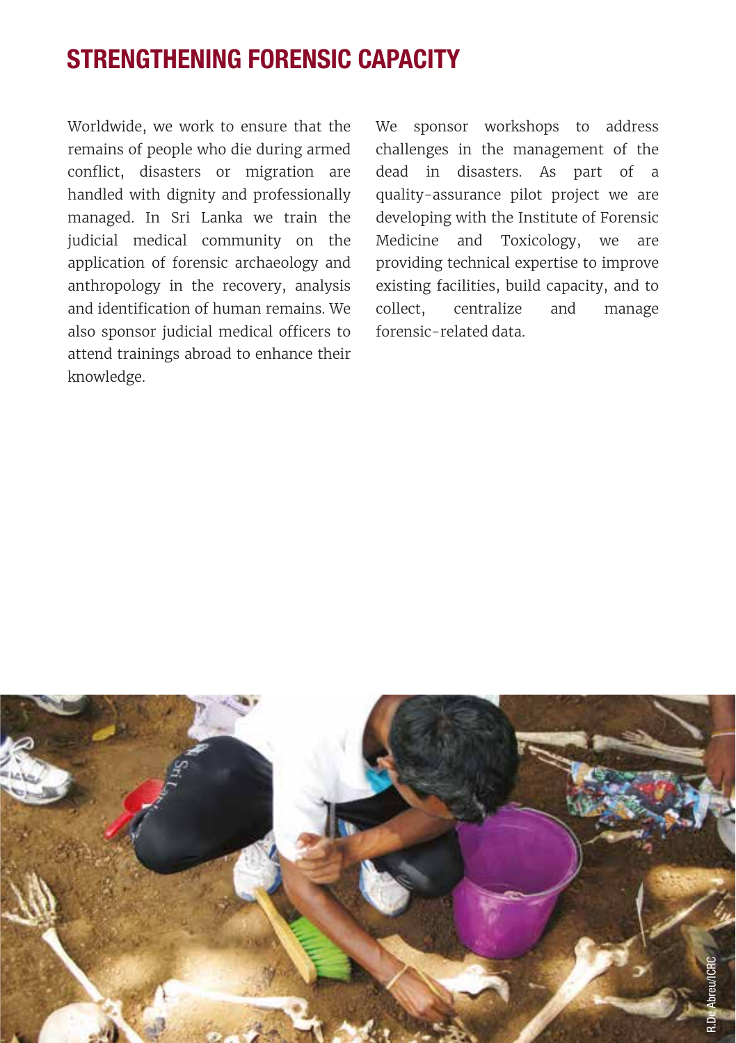## STRENGTHENING FORENSIC CAPACITY

Worldwide, we work to ensure that the remains of people who die during armed conflict, disasters or migration are handled with dignity and professionally managed. In Sri Lanka we train the judicial medical community on the application of forensic archaeology and anthropology in the recovery, analysis and identification of human remains. We also sponsor judicial medical officers to attend trainings abroad to enhance their knowledge.

We sponsor workshops to address challenges in the management of the dead in disasters. As part of a quality-assurance pilot project we are developing with the Institute of Forensic Medicine and Toxicology, we are providing technical expertise to improve existing facilities, build capacity, and to collect, centralize and manage forensic-related data.

R.De Abreu/ICRC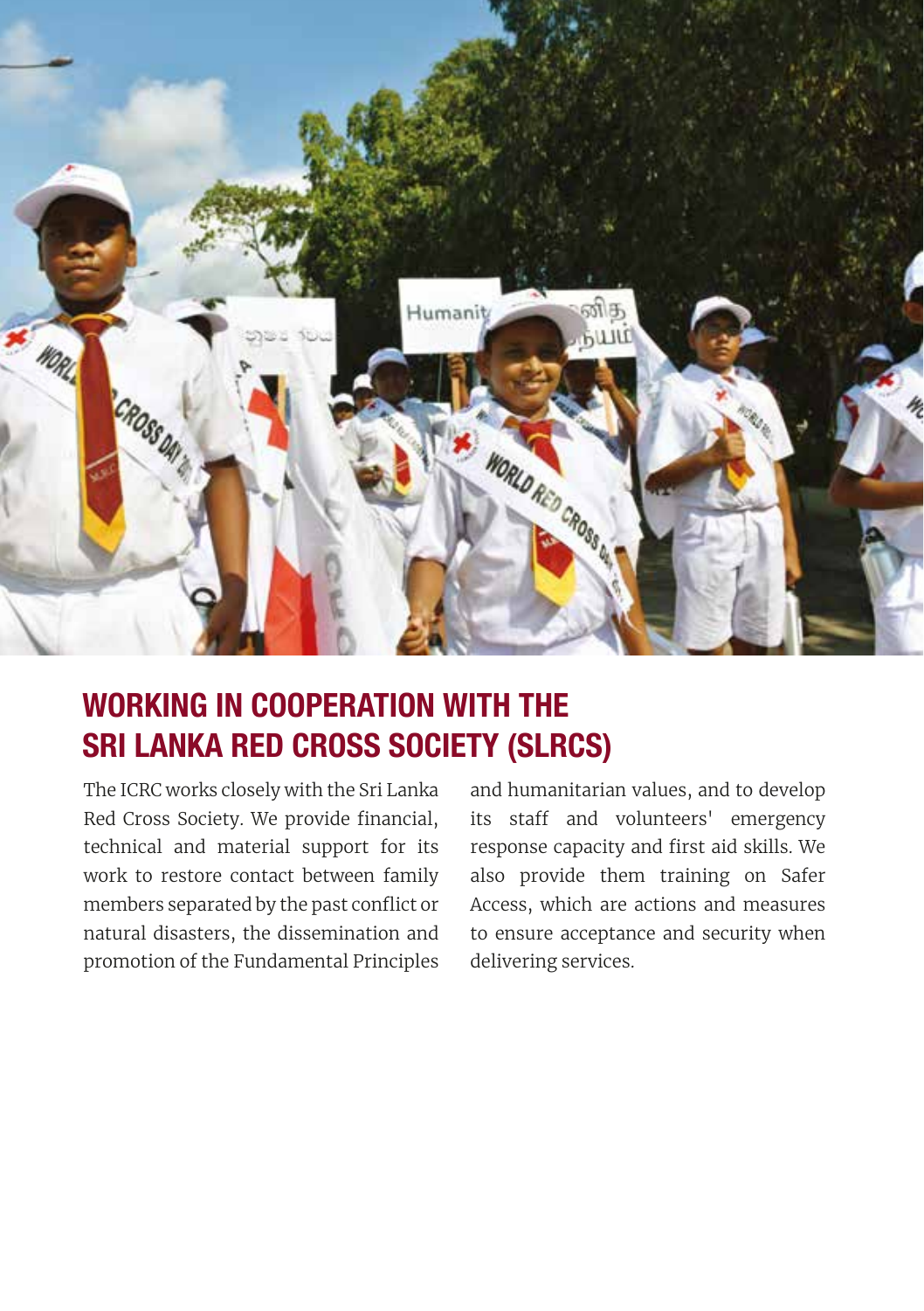## WORKING IN COOPERATION WITH THE SRI LANKA RED CROSS SOCIETY (SLRCS)

The ICRC works closely with the Sri Lanka Red Cross Society. We provide financial, technical and material support for its work to restore contact between family members separated by the past conflict or natural disasters, the dissemination and promotion of the Fundamental Principles and humanitarian values, and to develop its staff and volunteers' emergency response capacity and first aid skills. We also provide them training on Safer Access, which are actions and measures to ensure acceptance and security when delivering services.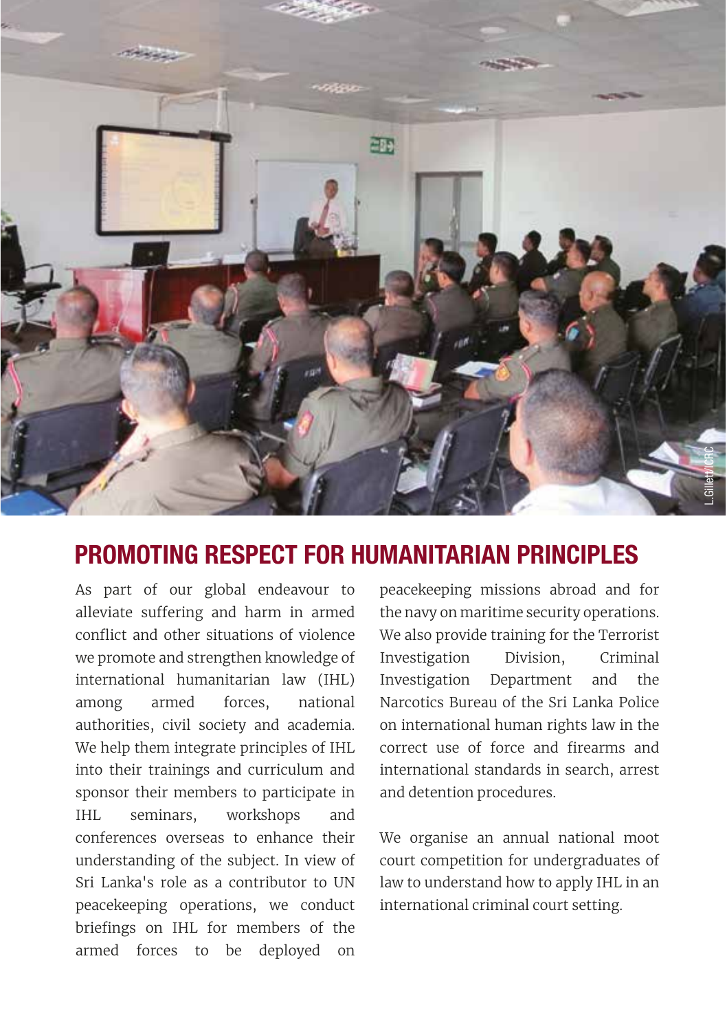## PROMOTING RESPECT FOR HUMANITARIAN PRINCIPLES

As part of our global endeavour to alleviate suffering and harm in armed conflict and other situations of violence we promote and strengthen knowledge of international humanitarian law (IHL) among armed forces, national authorities, civil society and academia. We help them integrate principles of IHL into their trainings and curriculum and sponsor their members to participate in IHL seminars, workshops and conferences overseas to enhance their understanding of the subject. In view of Sri Lanka's role as a contributor to UN peacekeeping operations, we conduct briefings on IHL for members of the armed forces to be deployed on peacekeeping missions abroad and for the navy on maritime security operations. We also provide training for the Terrorist Investigation Division, Criminal Investigation Department and the Narcotics Bureau of the Sri Lanka Police on international human rights law in the correct use of force and firearms and international standards in search, arrest and detention procedures.

We organise an annual national moot court competition for undergraduates of law to understand how to apply IHL in an international criminal court setting.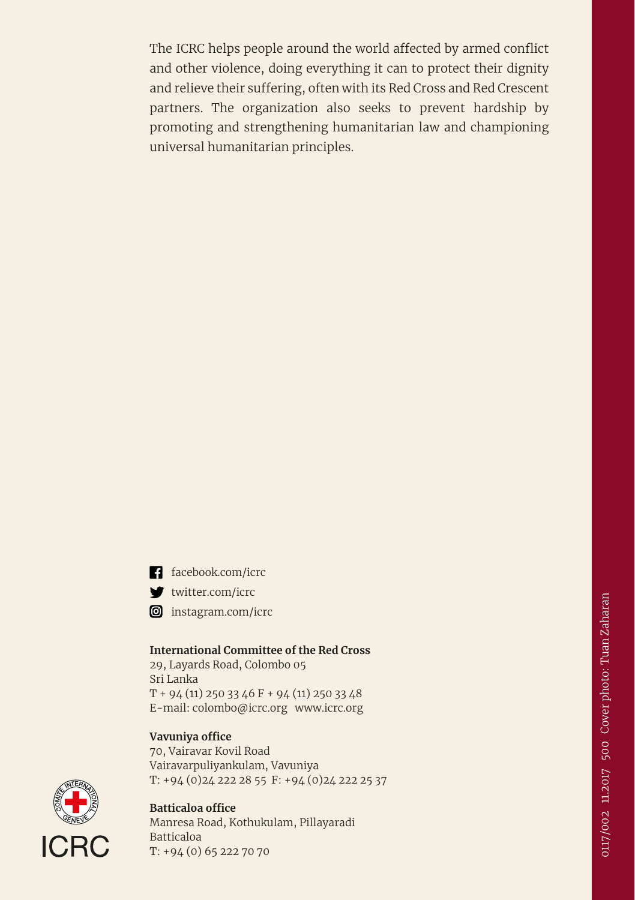The ICRC helps people around the world affected by armed conflict and other violence, doing everything it can to protect their dignity and relieve their suffering, often with its Red Cross and Red Crescent partners. The organization also seeks to prevent hardship by promoting and strengthening humanitarian law and championing universal humanitarian principles.

facebook.com/icrc
twitter.com/icrc
instagram.com/icrc

**International Committee of the Red Cross**
29, Layards Road, Colombo 05
Sri Lanka
T + 94 (11) 250 33 46 F + 94 (11) 250 33 48
E-mail: colombo@icrc.org www.icrc.org

**Vavuniya office**
70, Vairavar Kovil Road
Vairavarpuliyankulam, Vavuniya
T: +94 (0)24 222 28 55 F: +94 (0)24 222 25 37

**Batticaloa office**
Manresa Road, Kothukulam, Pillayaradi
Batticaloa
T: +94 (0) 65 222 70 70

ICRC

0117/002 11.2017 500 Cover photo: Tuan Zaharan